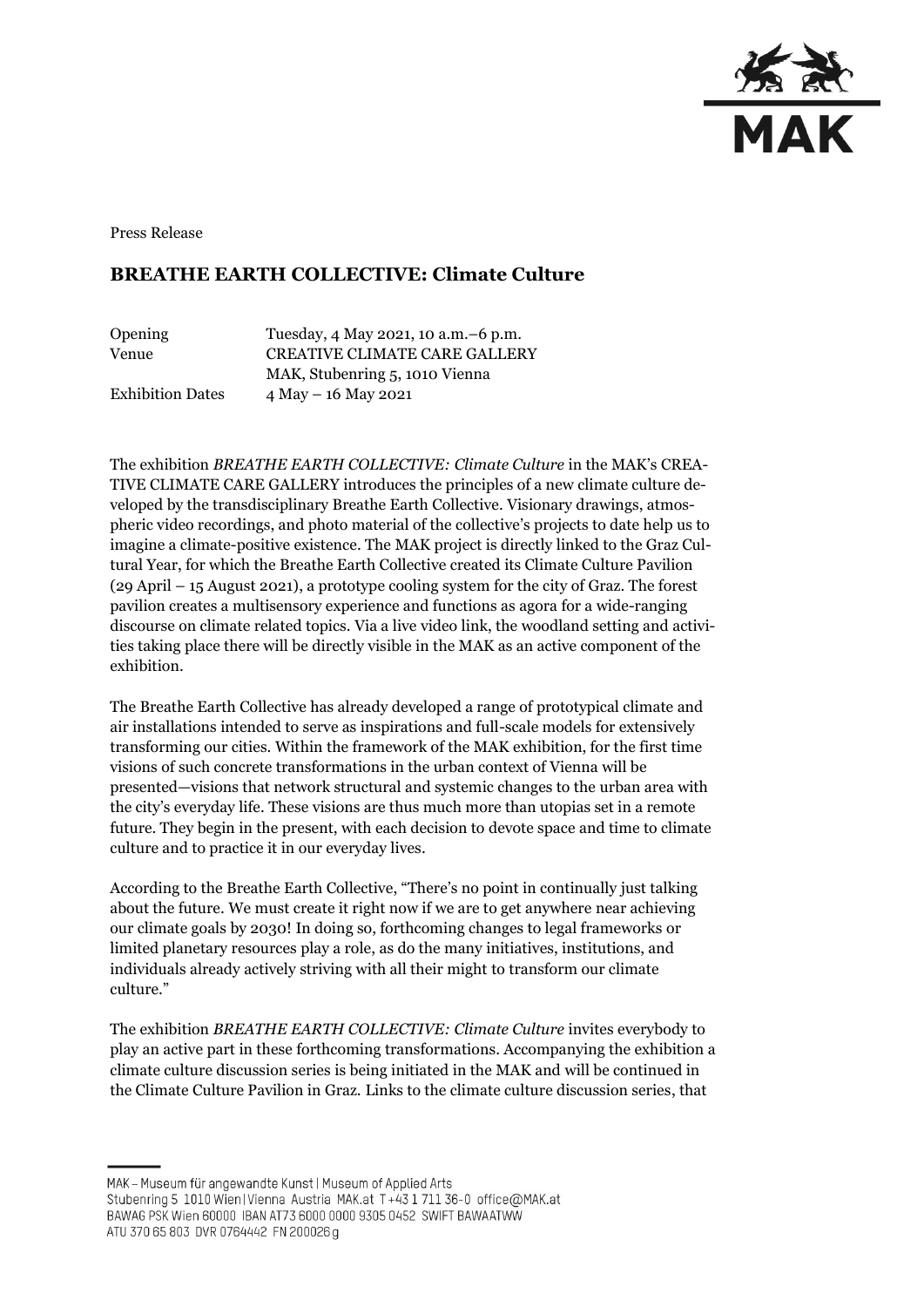Press Release

# BREATHE EARTH COLLECTIVE: Climate Culture

| | |
|---|---|
| Opening | Tuesday, 4 May 2021, 10 a.m.–6 p.m. |
| Venue | CREATIVE CLIMATE CARE GALLERY |
| | MAK, Stubenring 5, 1010 Vienna |
| Exhibition Dates | 4 May – 16 May 2021 |

The exhibition *BREATHE EARTH COLLECTIVE: Climate Culture* in the MAK's CREATIVE CLIMATE CARE GALLERY introduces the principles of a new climate culture developed by the transdisciplinary Breathe Earth Collective. Visionary drawings, atmospheric video recordings, and photo material of the collective's projects to date help us to imagine a climate-positive existence. The MAK project is directly linked to the Graz Cultural Year, for which the Breathe Earth Collective created its Climate Culture Pavilion (29 April – 15 August 2021), a prototype cooling system for the city of Graz. The forest pavilion creates a multisensory experience and functions as agora for a wide-ranging discourse on climate related topics. Via a live video link, the woodland setting and activities taking place there will be directly visible in the MAK as an active component of the exhibition.

The Breathe Earth Collective has already developed a range of prototypical climate and air installations intended to serve as inspirations and full-scale models for extensively transforming our cities. Within the framework of the MAK exhibition, for the first time visions of such concrete transformations in the urban context of Vienna will be presented—visions that network structural and systemic changes to the urban area with the city's everyday life. These visions are thus much more than utopias set in a remote future. They begin in the present, with each decision to devote space and time to climate culture and to practice it in our everyday lives.

According to the Breathe Earth Collective, "There's no point in continually just talking about the future. We must create it right now if we are to get anywhere near achieving our climate goals by 2030! In doing so, forthcoming changes to legal frameworks or limited planetary resources play a role, as do the many initiatives, institutions, and individuals already actively striving with all their might to transform our climate culture."

The exhibition *BREATHE EARTH COLLECTIVE: Climate Culture* invites everybody to play an active part in these forthcoming transformations. Accompanying the exhibition a climate culture discussion series is being initiated in the MAK and will be continued in the Climate Culture Pavilion in Graz. Links to the climate culture discussion series, that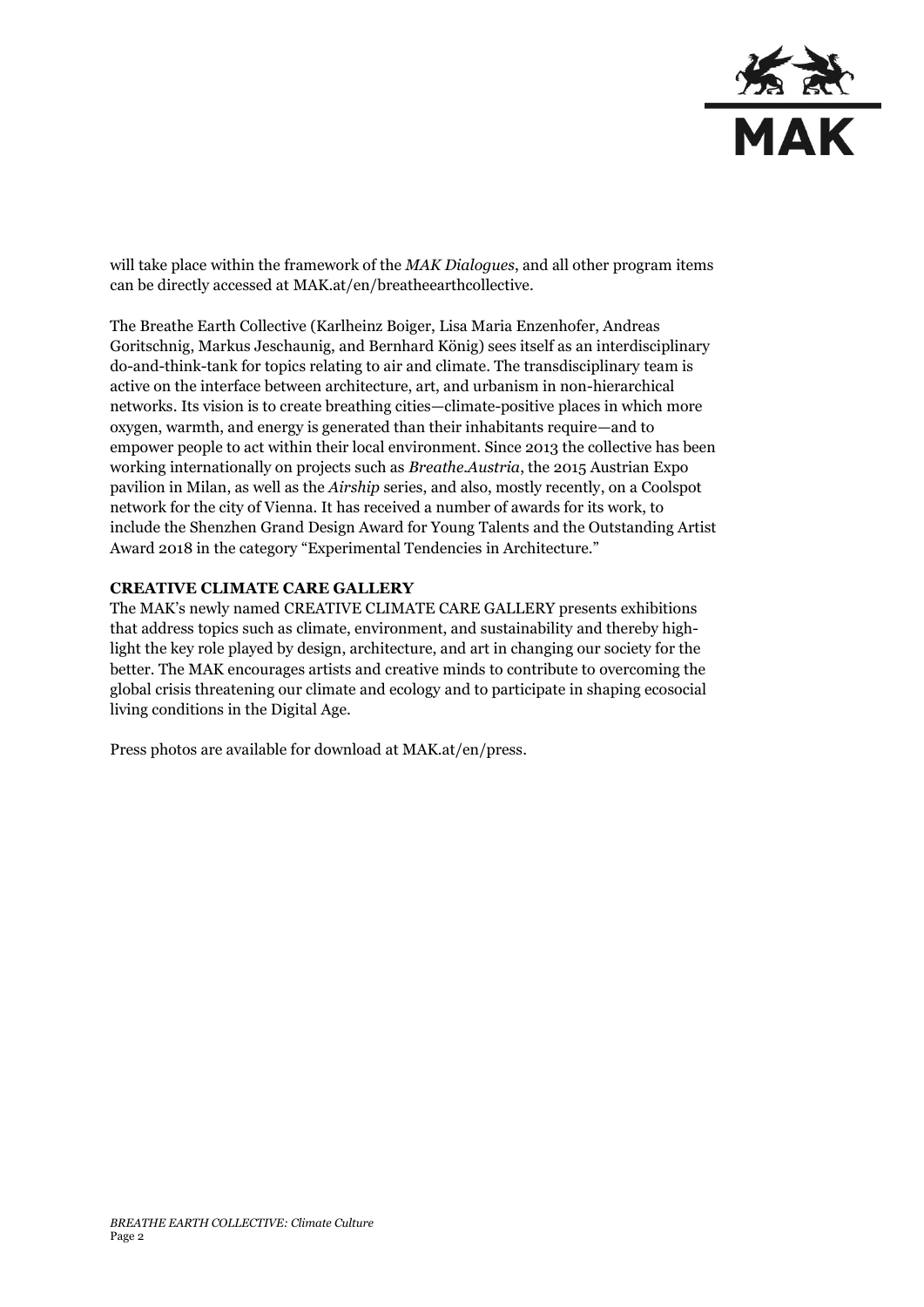will take place within the framework of the *MAK Dialogues*, and all other program items can be directly accessed at MAK.at/en/breatheearthcollective.

The Breathe Earth Collective (Karlheinz Boiger, Lisa Maria Enzenhofer, Andreas Goritschnig, Markus Jeschaunig, and Bernhard König) sees itself as an interdisciplinary do-and-think-tank for topics relating to air and climate. The transdisciplinary team is active on the interface between architecture, art, and urbanism in non-hierarchical networks. Its vision is to create breathing cities—climate-positive places in which more oxygen, warmth, and energy is generated than their inhabitants require—and to empower people to act within their local environment. Since 2013 the collective has been working internationally on projects such as *Breathe.Austria*, the 2015 Austrian Expo pavilion in Milan, as well as the *Airship* series, and also, mostly recently, on a Coolspot network for the city of Vienna. It has received a number of awards for its work, to include the Shenzhen Grand Design Award for Young Talents and the Outstanding Artist Award 2018 in the category "Experimental Tendencies in Architecture."

**CREATIVE CLIMATE CARE GALLERY**

The MAK's newly named CREATIVE CLIMATE CARE GALLERY presents exhibitions that address topics such as climate, environment, and sustainability and thereby highlight the key role played by design, architecture, and art in changing our society for the better. The MAK encourages artists and creative minds to contribute to overcoming the global crisis threatening our climate and ecology and to participate in shaping ecosocial living conditions in the Digital Age.

Press photos are available for download at MAK.at/en/press.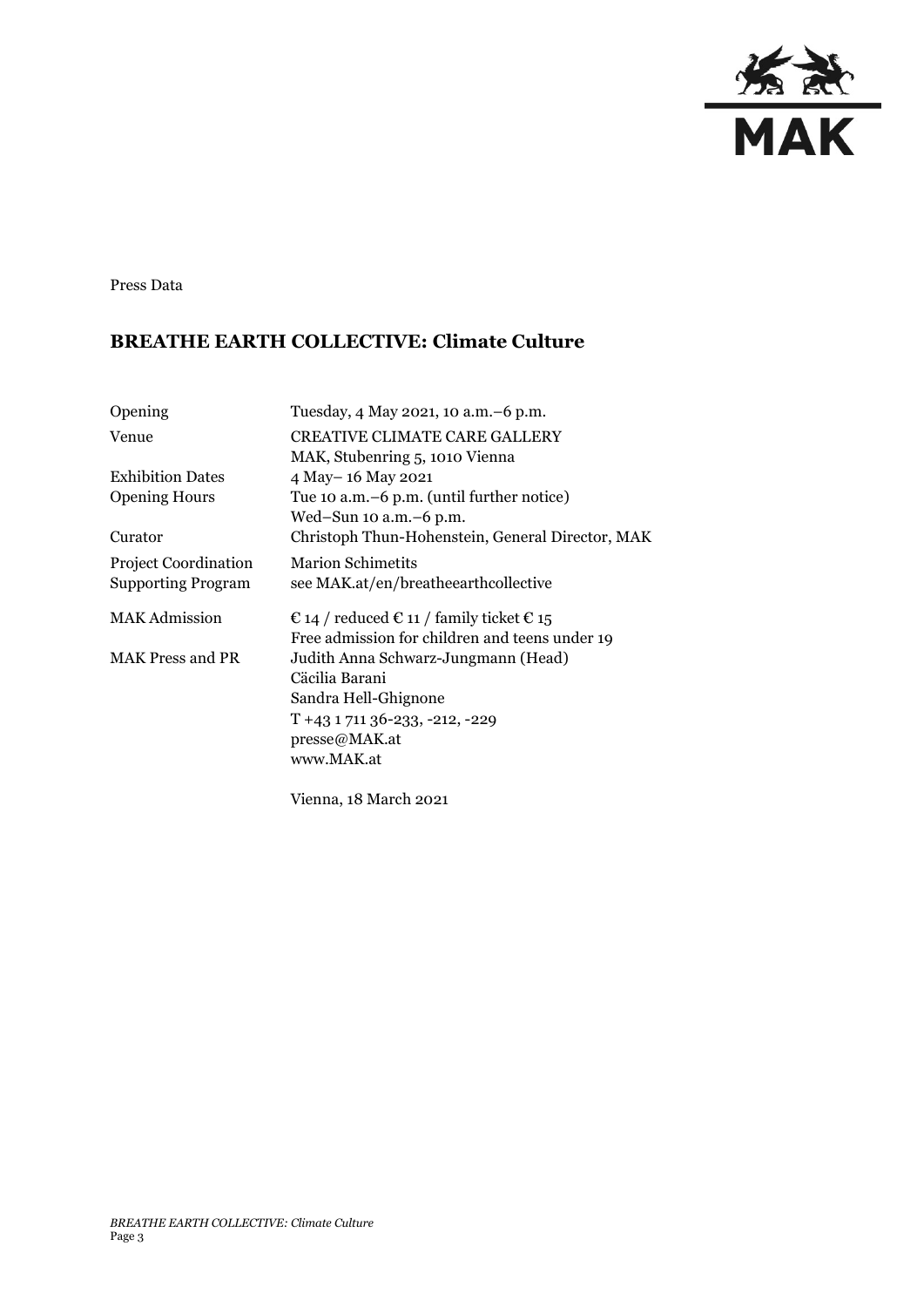Press Data

## BREATHE EARTH COLLECTIVE: Climate Culture

| | |
|---|---|
| Opening | Tuesday, 4 May 2021, 10 a.m.–6 p.m. |
| Venue | CREATIVE CLIMATE CARE GALLERY<br>MAK, Stubenring 5, 1010 Vienna |
| Exhibition Dates | 4 May– 16 May 2021 |
| Opening Hours | Tue 10 a.m.–6 p.m. (until further notice)<br>Wed–Sun 10 a.m.–6 p.m. |
| Curator | Christoph Thun-Hohenstein, General Director, MAK |
| Project Coordination | Marion Schimetits |
| Supporting Program | see MAK.at/en/breatheearthcollective |
| MAK Admission | € 14 / reduced € 11 / family ticket € 15<br>Free admission for children and teens under 19 |
| MAK Press and PR | Judith Anna Schwarz-Jungmann (Head)<br>Cäcilia Barani<br>Sandra Hell-Ghignone<br>T +43 1 711 36-233, -212, -229<br>presse@MAK.at<br>www.MAK.at |

Vienna, 18 March 2021